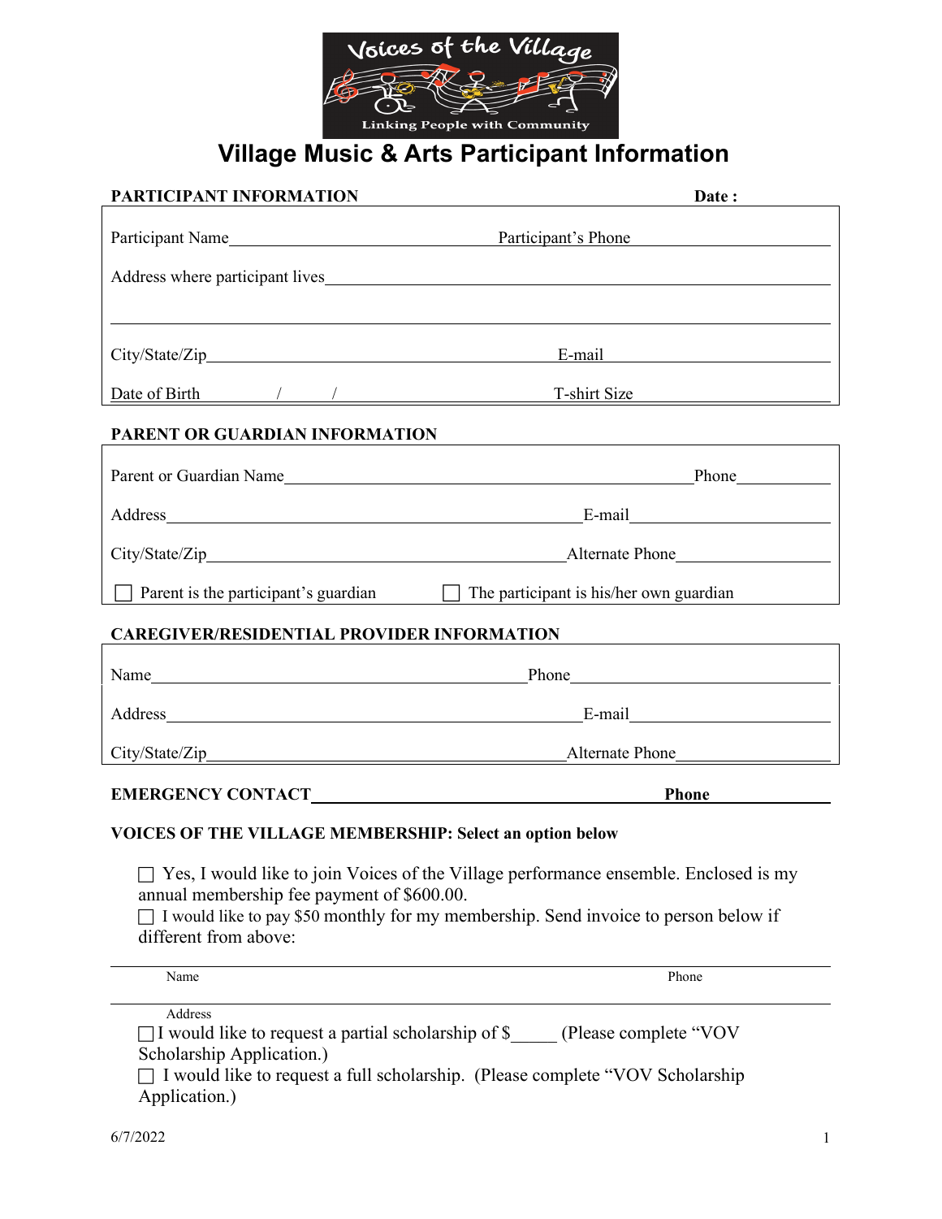Voices of the Village
Linking People with Community

# Village Music & Arts Participant Information

**PARTICIPANT INFORMATION** **Date :**

Participant Name____________________ Participant's Phone____________________

Address where participant lives________________________________________

________________________________________________________________

City/State/Zip____________________ E-mail____________________

Date of Birth ____/____/____ T-shirt Size____________________

**PARENT OR GUARDIAN INFORMATION**

Parent or Guardian Name____________________ Phone__________

Address____________________ E-mail____________________

City/State/Zip____________________ Alternate Phone____________________

☐ Parent is the participant's guardian ☐ The participant is his/her own guardian

**CAREGIVER/RESIDENTIAL PROVIDER INFORMATION**

Name____________________ Phone____________________

Address____________________ E-mail____________________

City/State/Zip____________________ Alternate Phone____________________

**EMERGENCY CONTACT**____________________ **Phone**__________

**VOICES OF THE VILLAGE MEMBERSHIP: Select an option below**

☐ Yes, I would like to join Voices of the Village performance ensemble. Enclosed is my annual membership fee payment of $600.00.

☐ I would like to pay $50 monthly for my membership. Send invoice to person below if different from above:

________________________________________________________________
Name Phone

________________________________________________________________
Address

☐ I would like to request a partial scholarship of $_____ (Please complete "VOV Scholarship Application.)

☐ I would like to request a full scholarship. (Please complete "VOV Scholarship Application.)

6/7/2022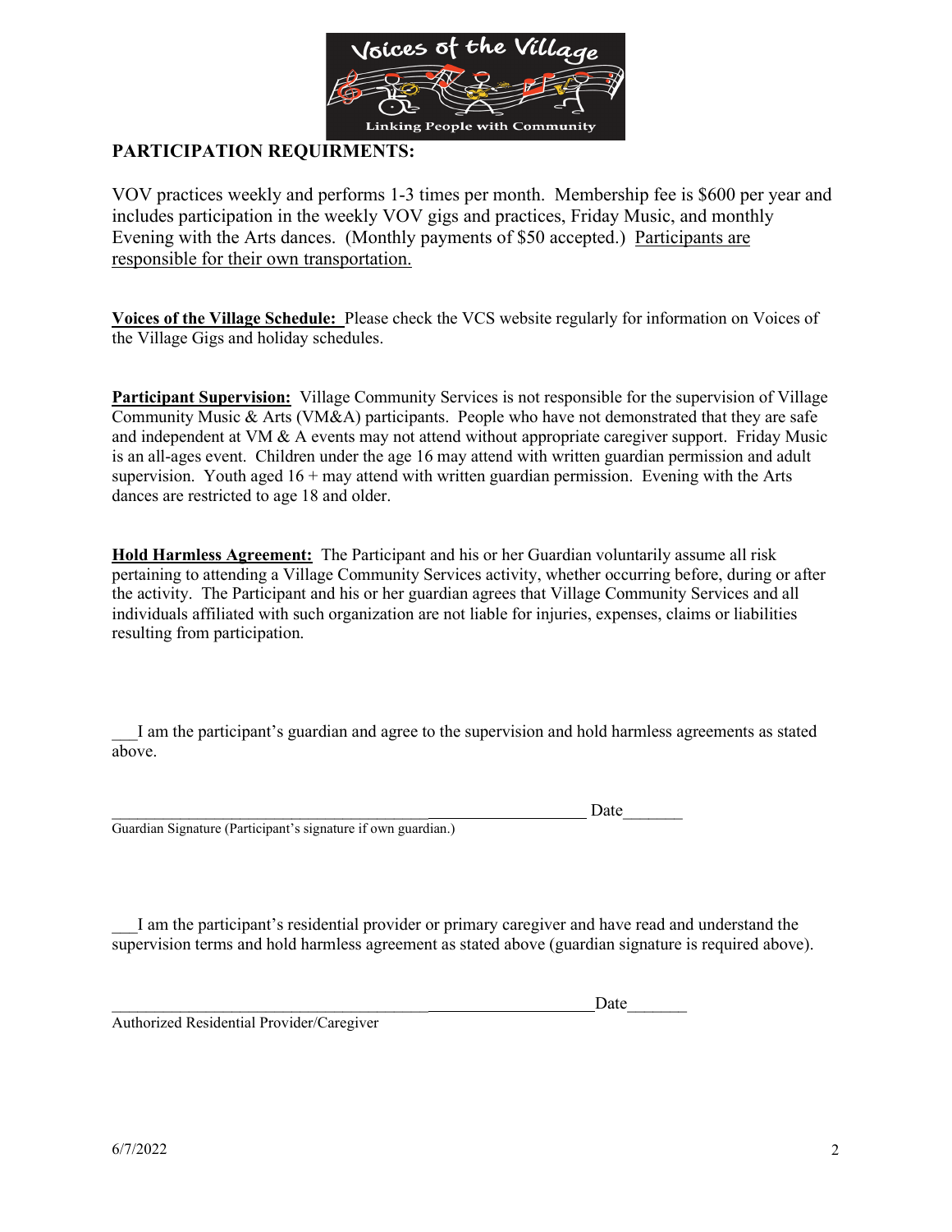## PARTICIPATION REQUIRMENTS:

VOV practices weekly and performs 1-3 times per month. Membership fee is $600 per year and includes participation in the weekly VOV gigs and practices, Friday Music, and monthly Evening with the Arts dances. (Monthly payments of $50 accepted.) Participants are responsible for their own transportation.

**Voices of the Village Schedule:** Please check the VCS website regularly for information on Voices of the Village Gigs and holiday schedules.

**Participant Supervision:** Village Community Services is not responsible for the supervision of Village Community Music & Arts (VM&A) participants. People who have not demonstrated that they are safe and independent at VM & A events may not attend without appropriate caregiver support. Friday Music is an all-ages event. Children under the age 16 may attend with written guardian permission and adult supervision. Youth aged 16 + may attend with written guardian permission. Evening with the Arts dances are restricted to age 18 and older.

**Hold Harmless Agreement:** The Participant and his or her Guardian voluntarily assume all risk pertaining to attending a Village Community Services activity, whether occurring before, during or after the activity. The Participant and his or her guardian agrees that Village Community Services and all individuals affiliated with such organization are not liable for injuries, expenses, claims or liabilities resulting from participation.

___I am the participant's guardian and agree to the supervision and hold harmless agreements as stated above.

__________________________________________________________ Date_______
Guardian Signature (Participant's signature if own guardian.)

___I am the participant's residential provider or primary caregiver and have read and understand the supervision terms and hold harmless agreement as stated above (guardian signature is required above).

__________________________________________________________ Date_______
Authorized Residential Provider/Caregiver

6/7/2022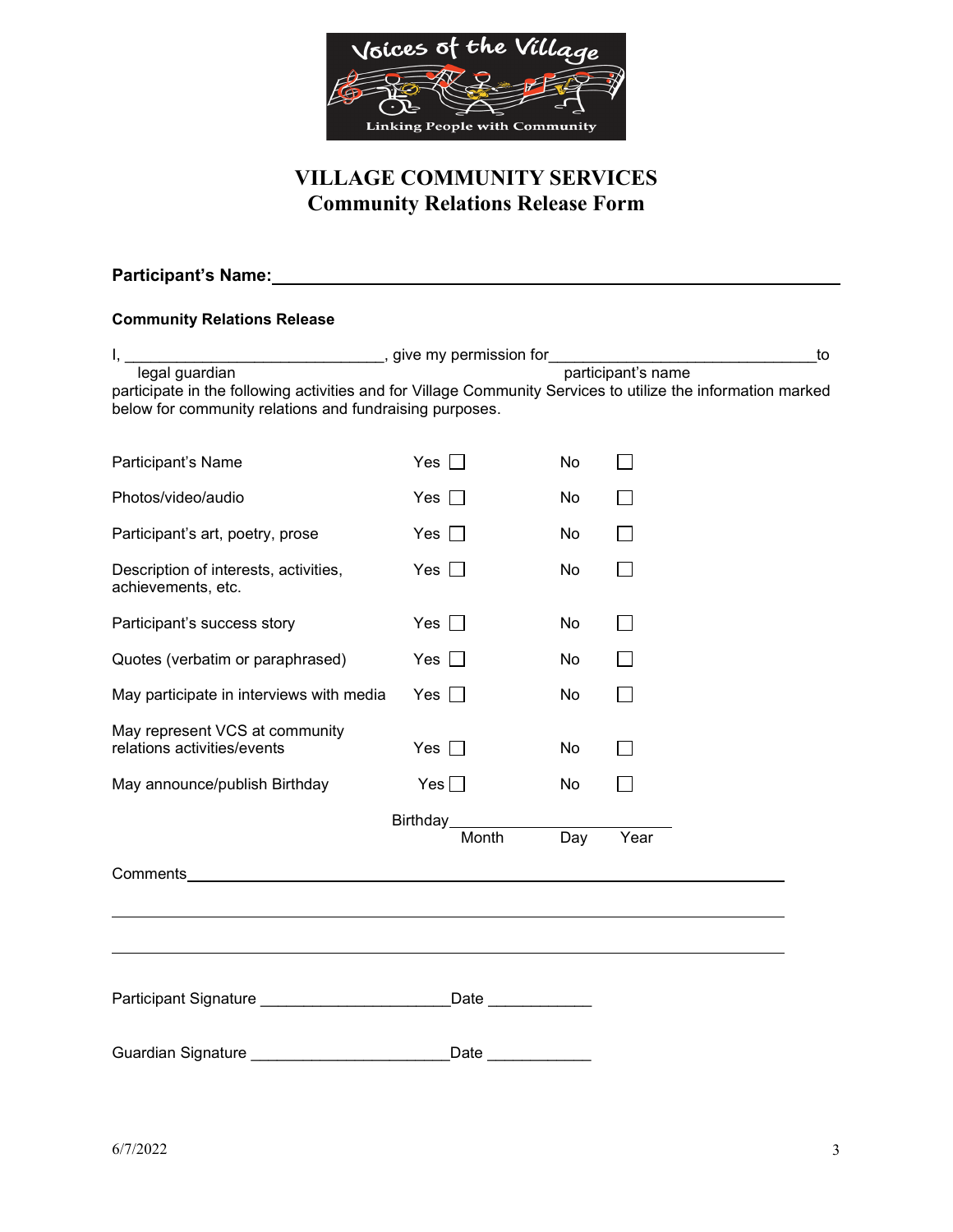# VILLAGE COMMUNITY SERVICES
## Community Relations Release Form

**Participant's Name:** ______________________________________________

**Community Relations Release**

I, ______________________________, give my permission for ________________________________ to
legal guardian participant's name
participate in the following activities and for Village Community Services to utilize the information marked below for community relations and fundraising purposes.

| | | |
|---|---|---|
| Participant's Name | Yes ☐ | No ☐ |
| Photos/video/audio | Yes ☐ | No ☐ |
| Participant's art, poetry, prose | Yes ☐ | No ☐ |
| Description of interests, activities, achievements, etc. | Yes ☐ | No ☐ |
| Participant's success story | Yes ☐ | No ☐ |
| Quotes (verbatim or paraphrased) | Yes ☐ | No ☐ |
| May participate in interviews with media | Yes ☐ | No ☐ |
| May represent VCS at community relations activities/events | Yes ☐ | No ☐ |
| May announce/publish Birthday | Yes ☐ | No ☐ |

Birthday ______________________________
Month Day Year

Comments ____________________________________________________________

______________________________________________________________________

______________________________________________________________________

Participant Signature ______________________ Date ____________

Guardian Signature _______________________ Date ____________

6/7/2022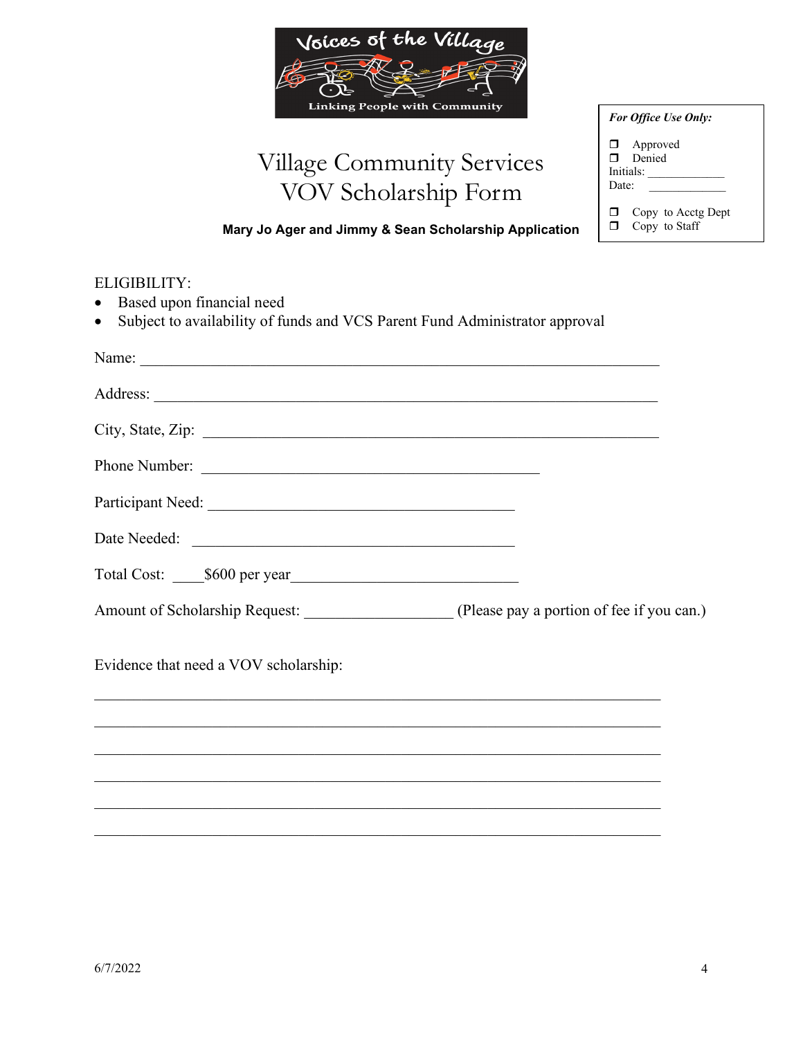Voices of the Village

Linking People with Community

# Village Community Services
# VOV Scholarship Form

**Mary Jo Ager and Jimmy & Sean Scholarship Application**

***For Office Use Only:***

- ❒ Approved
- ❒ Denied

Initials: ____________

Date: ____________

- ❒ Copy to Acctg Dept
- ❒ Copy to Staff

ELIGIBILITY:

- Based upon financial need
- Subject to availability of funds and VCS Parent Fund Administrator approval

Name: ______________________________________________________________________

Address: ____________________________________________________________________

City, State, Zip: ______________________________________________________________

Phone Number: ____________________________________________

Participant Need: ________________________________________

Date Needed: ___________________________________________

Total Cost: ____$600 per year______________________________

Amount of Scholarship Request: __________________ (Please pay a portion of fee if you can.)

Evidence that need a VOV scholarship:

______________________________________________________________________________

______________________________________________________________________________

______________________________________________________________________________

______________________________________________________________________________

______________________________________________________________________________

______________________________________________________________________________

6/7/2022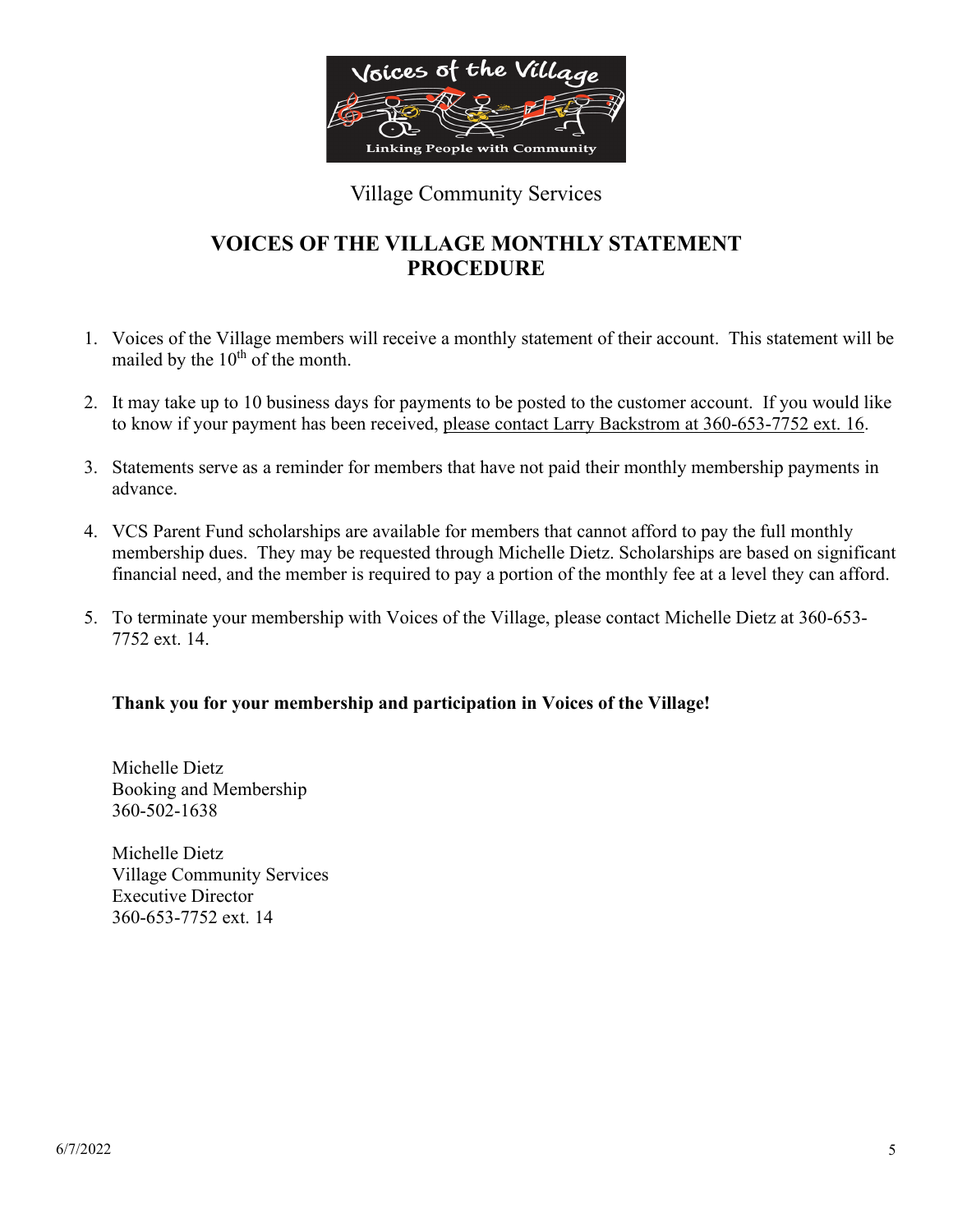Village Community Services

# VOICES OF THE VILLAGE MONTHLY STATEMENT PROCEDURE

1. Voices of the Village members will receive a monthly statement of their account. This statement will be mailed by the 10th of the month.
2. It may take up to 10 business days for payments to be posted to the customer account. If you would like to know if your payment has been received, please contact Larry Backstrom at 360-653-7752 ext. 16.
3. Statements serve as a reminder for members that have not paid their monthly membership payments in advance.
4. VCS Parent Fund scholarships are available for members that cannot afford to pay the full monthly membership dues. They may be requested through Michelle Dietz. Scholarships are based on significant financial need, and the member is required to pay a portion of the monthly fee at a level they can afford.
5. To terminate your membership with Voices of the Village, please contact Michelle Dietz at 360-653-7752 ext. 14.

**Thank you for your membership and participation in Voices of the Village!**

Michelle Dietz
Booking and Membership
360-502-1638

Michelle Dietz
Village Community Services
Executive Director
360-653-7752 ext. 14

6/7/2022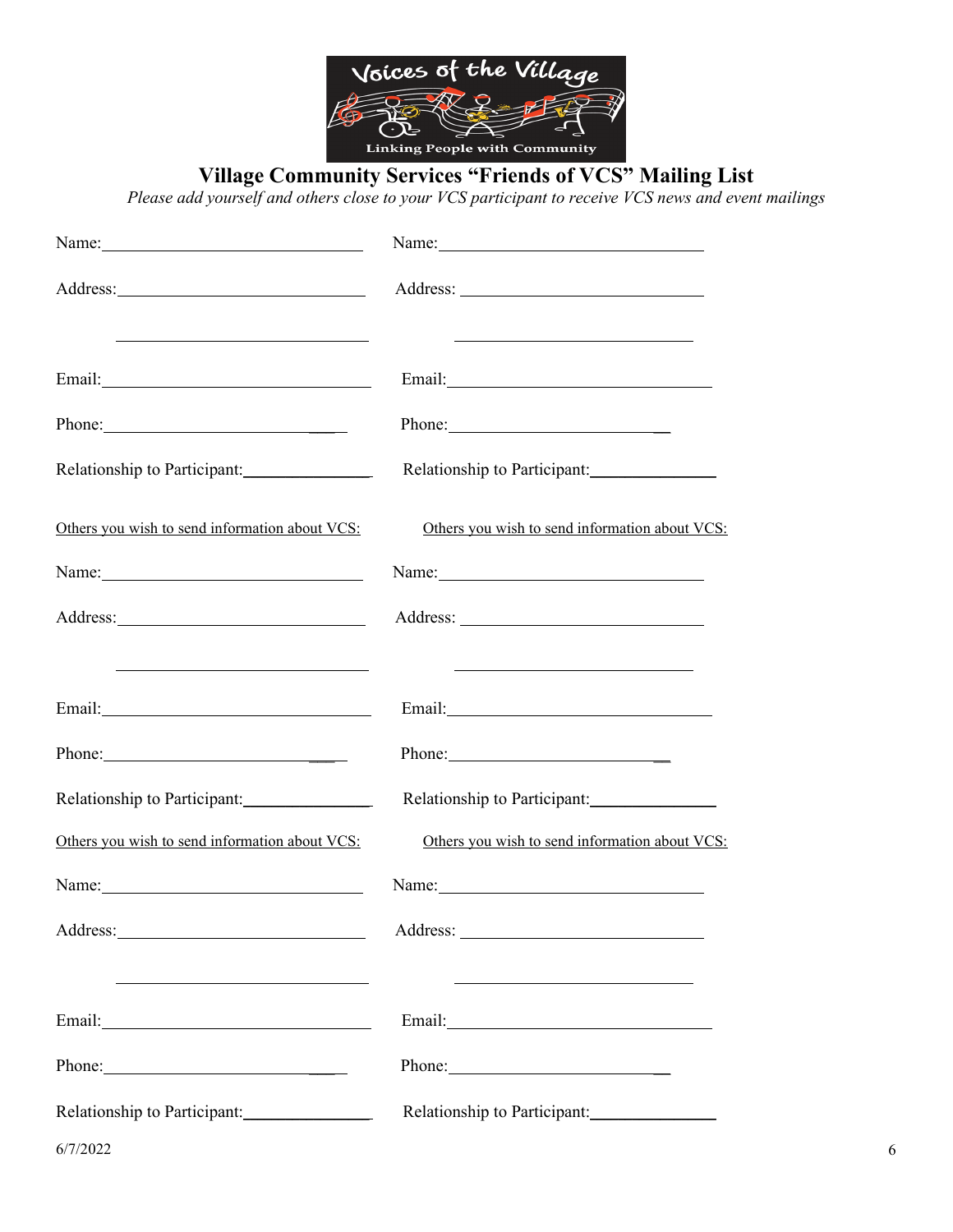Voices of the Village

Linking People with Community

# Village Community Services "Friends of VCS" Mailing List

*Please add yourself and others close to your VCS participant to receive VCS news and event mailings*

Name:\_\_\_\_\_\_\_\_\_\_\_\_\_\_\_\_\_\_\_\_\_\_\_\_\_\_\_\_\_\_

Address:\_\_\_\_\_\_\_\_\_\_\_\_\_\_\_\_\_\_\_\_\_\_\_\_\_\_\_\_\_\_

\_\_\_\_\_\_\_\_\_\_\_\_\_\_\_\_\_\_\_\_\_\_\_\_\_\_\_\_\_\_

Email:\_\_\_\_\_\_\_\_\_\_\_\_\_\_\_\_\_\_\_\_\_\_\_\_\_\_\_\_\_\_

Phone:\_\_\_\_\_\_\_\_\_\_\_\_\_\_\_\_\_\_\_\_\_\_\_\_\_\_\_\_\_\_

Relationship to Participant:\_\_\_\_\_\_\_\_\_\_\_\_\_\_\_

Name:\_\_\_\_\_\_\_\_\_\_\_\_\_\_\_\_\_\_\_\_\_\_\_\_\_\_\_\_\_\_

Address:\_\_\_\_\_\_\_\_\_\_\_\_\_\_\_\_\_\_\_\_\_\_\_\_\_\_\_\_\_\_

\_\_\_\_\_\_\_\_\_\_\_\_\_\_\_\_\_\_\_\_\_\_\_\_\_\_\_\_\_\_

Email:\_\_\_\_\_\_\_\_\_\_\_\_\_\_\_\_\_\_\_\_\_\_\_\_\_\_\_\_\_\_

Phone:\_\_\_\_\_\_\_\_\_\_\_\_\_\_\_\_\_\_\_\_\_\_\_\_\_\_\_\_\_\_

Relationship to Participant:\_\_\_\_\_\_\_\_\_\_\_\_\_\_\_

Others you wish to send information about VCS:

Name:\_\_\_\_\_\_\_\_\_\_\_\_\_\_\_\_\_\_\_\_\_\_\_\_\_\_\_\_\_\_

Address:\_\_\_\_\_\_\_\_\_\_\_\_\_\_\_\_\_\_\_\_\_\_\_\_\_\_\_\_\_\_

\_\_\_\_\_\_\_\_\_\_\_\_\_\_\_\_\_\_\_\_\_\_\_\_\_\_\_\_\_\_

Email:\_\_\_\_\_\_\_\_\_\_\_\_\_\_\_\_\_\_\_\_\_\_\_\_\_\_\_\_\_\_

Phone:\_\_\_\_\_\_\_\_\_\_\_\_\_\_\_\_\_\_\_\_\_\_\_\_\_\_\_\_\_\_

Relationship to Participant:\_\_\_\_\_\_\_\_\_\_\_\_\_\_\_

Others you wish to send information about VCS:

Name:\_\_\_\_\_\_\_\_\_\_\_\_\_\_\_\_\_\_\_\_\_\_\_\_\_\_\_\_\_\_

Address:\_\_\_\_\_\_\_\_\_\_\_\_\_\_\_\_\_\_\_\_\_\_\_\_\_\_\_\_\_\_

\_\_\_\_\_\_\_\_\_\_\_\_\_\_\_\_\_\_\_\_\_\_\_\_\_\_\_\_\_\_

Email:\_\_\_\_\_\_\_\_\_\_\_\_\_\_\_\_\_\_\_\_\_\_\_\_\_\_\_\_\_\_

Phone:\_\_\_\_\_\_\_\_\_\_\_\_\_\_\_\_\_\_\_\_\_\_\_\_\_\_\_\_\_\_

Relationship to Participant:\_\_\_\_\_\_\_\_\_\_\_\_\_\_\_

Others you wish to send information about VCS:

Name:\_\_\_\_\_\_\_\_\_\_\_\_\_\_\_\_\_\_\_\_\_\_\_\_\_\_\_\_\_\_

Address:\_\_\_\_\_\_\_\_\_\_\_\_\_\_\_\_\_\_\_\_\_\_\_\_\_\_\_\_\_\_

\_\_\_\_\_\_\_\_\_\_\_\_\_\_\_\_\_\_\_\_\_\_\_\_\_\_\_\_\_\_

Email:\_\_\_\_\_\_\_\_\_\_\_\_\_\_\_\_\_\_\_\_\_\_\_\_\_\_\_\_\_\_

Phone:\_\_\_\_\_\_\_\_\_\_\_\_\_\_\_\_\_\_\_\_\_\_\_\_\_\_\_\_\_\_

Relationship to Participant:\_\_\_\_\_\_\_\_\_\_\_\_\_\_\_

Others you wish to send information about VCS:

Name:\_\_\_\_\_\_\_\_\_\_\_\_\_\_\_\_\_\_\_\_\_\_\_\_\_\_\_\_\_\_

Address:\_\_\_\_\_\_\_\_\_\_\_\_\_\_\_\_\_\_\_\_\_\_\_\_\_\_\_\_\_\_

\_\_\_\_\_\_\_\_\_\_\_\_\_\_\_\_\_\_\_\_\_\_\_\_\_\_\_\_\_\_

Email:\_\_\_\_\_\_\_\_\_\_\_\_\_\_\_\_\_\_\_\_\_\_\_\_\_\_\_\_\_\_

Phone:\_\_\_\_\_\_\_\_\_\_\_\_\_\_\_\_\_\_\_\_\_\_\_\_\_\_\_\_\_\_

Relationship to Participant:\_\_\_\_\_\_\_\_\_\_\_\_\_\_\_

6/7/2022